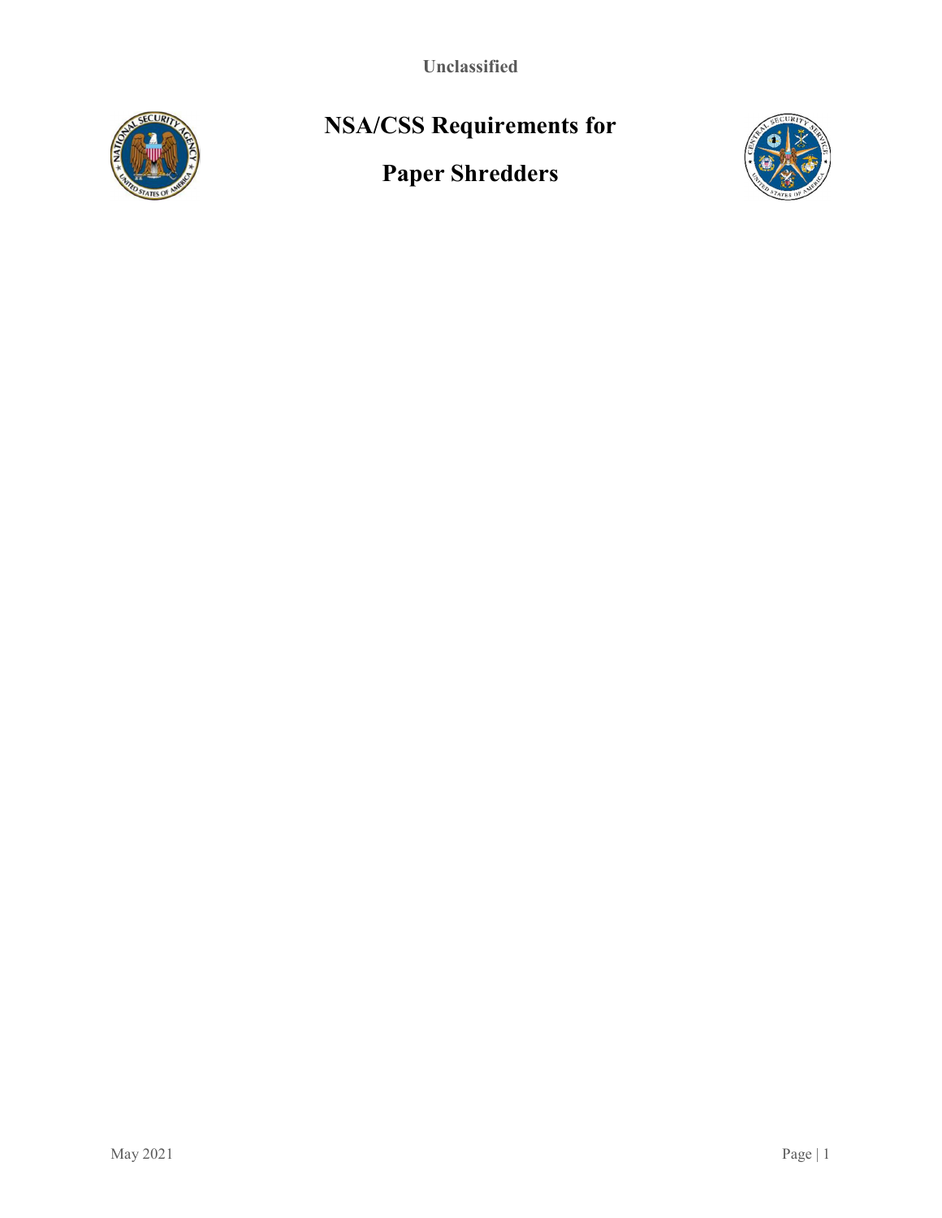Unclassified

# NSA/CSS Requirements for Paper Shredders

May 2021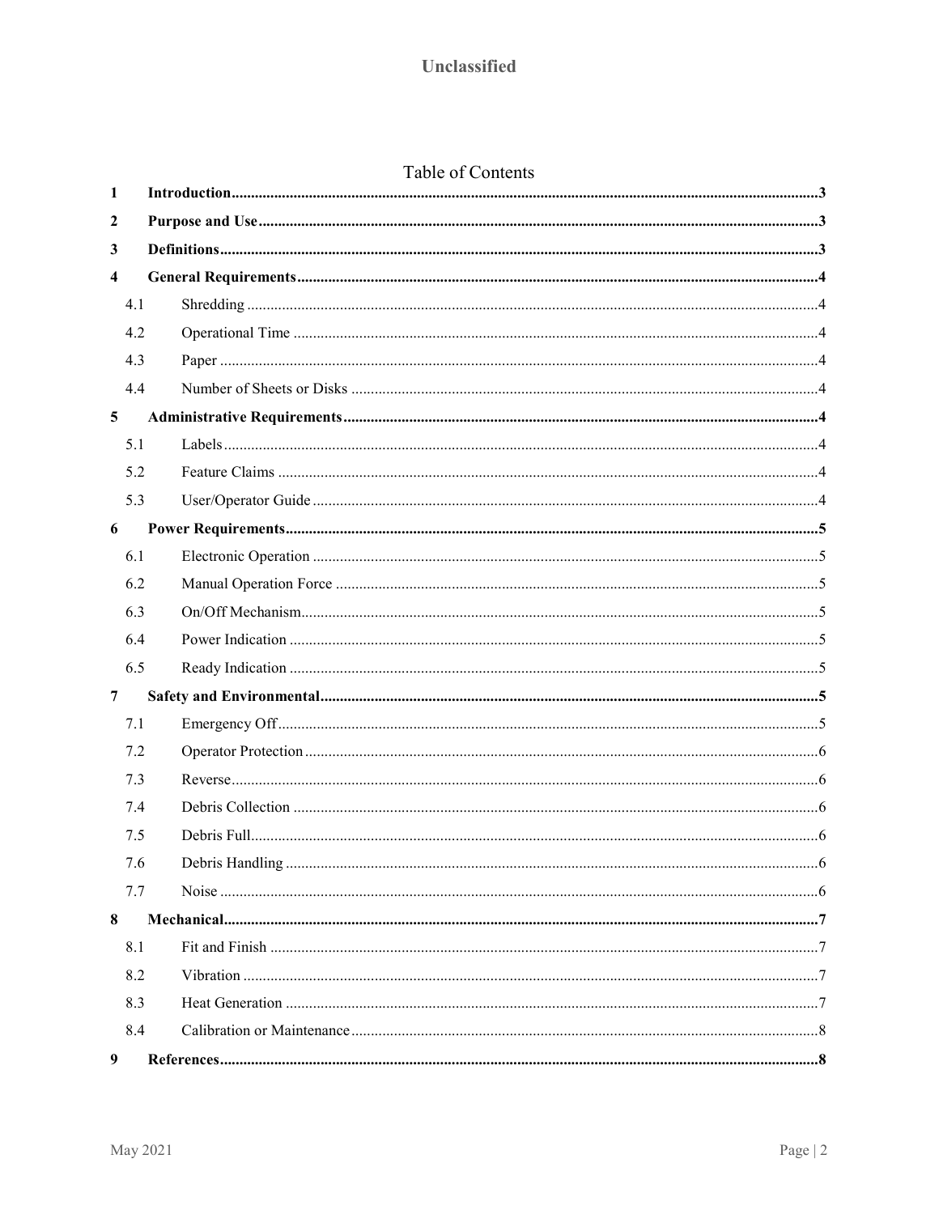# Table of Contents

| | | |
|---|---|---|
| **1** | **Introduction** | **3** |
| **2** | **Purpose and Use** | **3** |
| **3** | **Definitions** | **3** |
| **4** | **General Requirements** | **4** |
| 4.1 | Shredding | 4 |
| 4.2 | Operational Time | 4 |
| 4.3 | Paper | 4 |
| 4.4 | Number of Sheets or Disks | 4 |
| **5** | **Administrative Requirements** | **4** |
| 5.1 | Labels | 4 |
| 5.2 | Feature Claims | 4 |
| 5.3 | User/Operator Guide | 4 |
| **6** | **Power Requirements** | **5** |
| 6.1 | Electronic Operation | 5 |
| 6.2 | Manual Operation Force | 5 |
| 6.3 | On/Off Mechanism | 5 |
| 6.4 | Power Indication | 5 |
| 6.5 | Ready Indication | 5 |
| **7** | **Safety and Environmental** | **5** |
| 7.1 | Emergency Off | 5 |
| 7.2 | Operator Protection | 6 |
| 7.3 | Reverse | 6 |
| 7.4 | Debris Collection | 6 |
| 7.5 | Debris Full | 6 |
| 7.6 | Debris Handling | 6 |
| 7.7 | Noise | 6 |
| **8** | **Mechanical** | **7** |
| 8.1 | Fit and Finish | 7 |
| 8.2 | Vibration | 7 |
| 8.3 | Heat Generation | 7 |
| 8.4 | Calibration or Maintenance | 8 |
| **9** | **References** | **8** |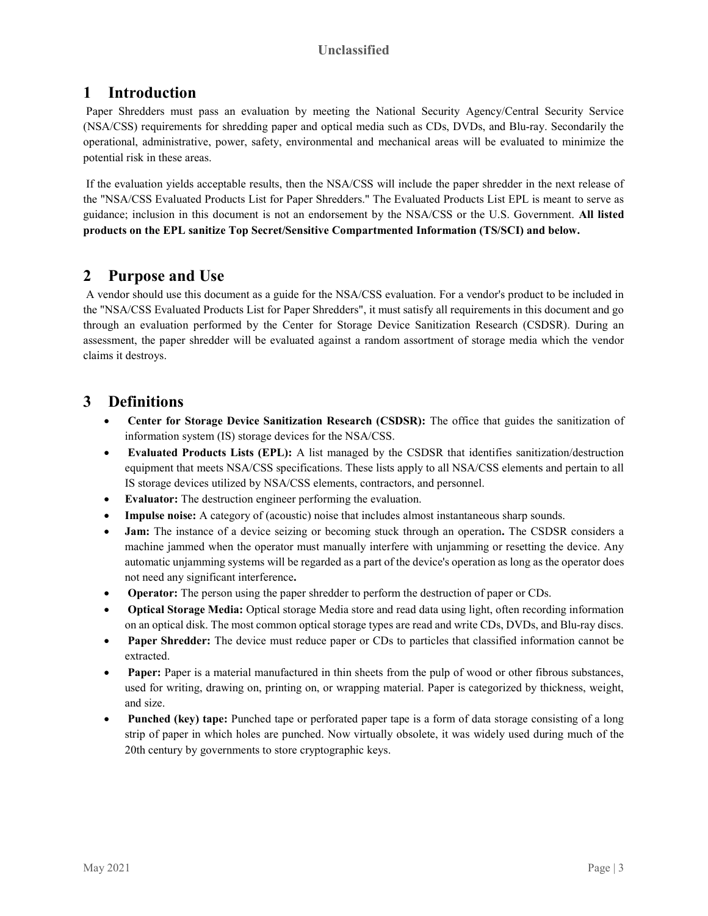# 1 Introduction

Paper Shredders must pass an evaluation by meeting the National Security Agency/Central Security Service (NSA/CSS) requirements for shredding paper and optical media such as CDs, DVDs, and Blu-ray. Secondarily the operational, administrative, power, safety, environmental and mechanical areas will be evaluated to minimize the potential risk in these areas.

If the evaluation yields acceptable results, then the NSA/CSS will include the paper shredder in the next release of the "NSA/CSS Evaluated Products List for Paper Shredders." The Evaluated Products List EPL is meant to serve as guidance; inclusion in this document is not an endorsement by the NSA/CSS or the U.S. Government. **All listed products on the EPL sanitize Top Secret/Sensitive Compartmented Information (TS/SCI) and below.**

# 2 Purpose and Use

A vendor should use this document as a guide for the NSA/CSS evaluation. For a vendor's product to be included in the "NSA/CSS Evaluated Products List for Paper Shredders", it must satisfy all requirements in this document and go through an evaluation performed by the Center for Storage Device Sanitization Research (CSDSR). During an assessment, the paper shredder will be evaluated against a random assortment of storage media which the vendor claims it destroys.

# 3 Definitions

- **Center for Storage Device Sanitization Research (CSDSR):** The office that guides the sanitization of information system (IS) storage devices for the NSA/CSS.
- **Evaluated Products Lists (EPL):** A list managed by the CSDSR that identifies sanitization/destruction equipment that meets NSA/CSS specifications. These lists apply to all NSA/CSS elements and pertain to all IS storage devices utilized by NSA/CSS elements, contractors, and personnel.
- **Evaluator:** The destruction engineer performing the evaluation.
- **Impulse noise:** A category of (acoustic) noise that includes almost instantaneous sharp sounds.
- **Jam:** The instance of a device seizing or becoming stuck through an operation**.** The CSDSR considers a machine jammed when the operator must manually interfere with unjamming or resetting the device. Any automatic unjamming systems will be regarded as a part of the device's operation as long as the operator does not need any significant interference**.**
- **Operator:** The person using the paper shredder to perform the destruction of paper or CDs.
- **Optical Storage Media:** Optical storage Media store and read data using light, often recording information on an optical disk. The most common optical storage types are read and write CDs, DVDs, and Blu-ray discs.
- **Paper Shredder:** The device must reduce paper or CDs to particles that classified information cannot be extracted.
- **Paper:** Paper is a material manufactured in thin sheets from the pulp of wood or other fibrous substances, used for writing, drawing on, printing on, or wrapping material. Paper is categorized by thickness, weight, and size.
- **Punched (key) tape:** Punched tape or perforated paper tape is a form of data storage consisting of a long strip of paper in which holes are punched. Now virtually obsolete, it was widely used during much of the 20th century by governments to store cryptographic keys.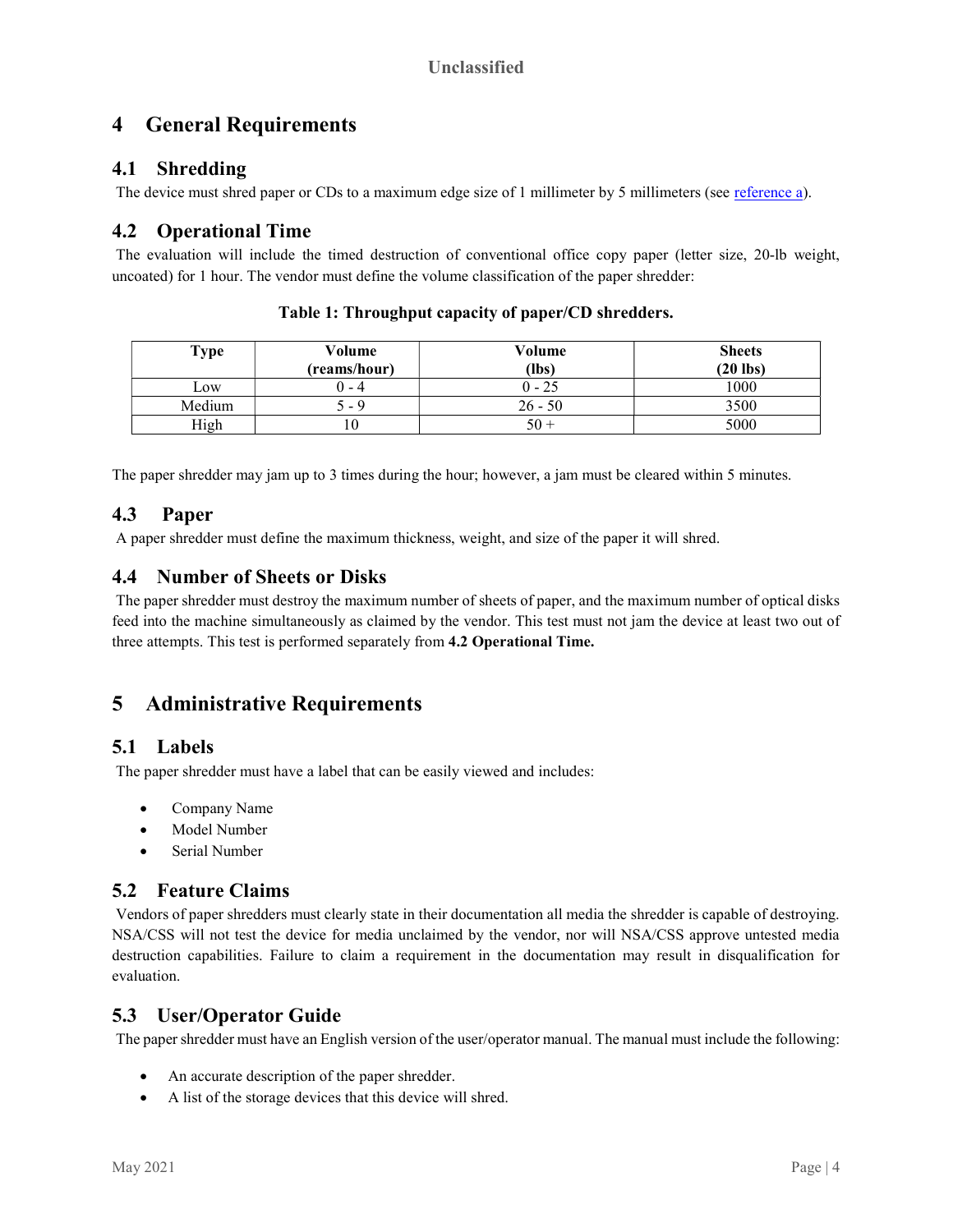# 4 General Requirements

## 4.1 Shredding

The device must shred paper or CDs to a maximum edge size of 1 millimeter by 5 millimeters (see reference a).

## 4.2 Operational Time

The evaluation will include the timed destruction of conventional office copy paper (letter size, 20-lb weight, uncoated) for 1 hour. The vendor must define the volume classification of the paper shredder:

**Table 1: Throughput capacity of paper/CD shredders.**

| Type | Volume (reams/hour) | Volume (lbs) | Sheets (20 lbs) |
|---|---|---|---|
| Low | 0 - 4 | 0 - 25 | 1000 |
| Medium | 5 - 9 | 26 - 50 | 3500 |
| High | 10 | 50 + | 5000 |

The paper shredder may jam up to 3 times during the hour; however, a jam must be cleared within 5 minutes.

## 4.3 Paper

A paper shredder must define the maximum thickness, weight, and size of the paper it will shred.

## 4.4 Number of Sheets or Disks

The paper shredder must destroy the maximum number of sheets of paper, and the maximum number of optical disks feed into the machine simultaneously as claimed by the vendor. This test must not jam the device at least two out of three attempts. This test is performed separately from **4.2 Operational Time.**

# 5 Administrative Requirements

## 5.1 Labels

The paper shredder must have a label that can be easily viewed and includes:

- Company Name
- Model Number
- Serial Number

## 5.2 Feature Claims

Vendors of paper shredders must clearly state in their documentation all media the shredder is capable of destroying. NSA/CSS will not test the device for media unclaimed by the vendor, nor will NSA/CSS approve untested media destruction capabilities. Failure to claim a requirement in the documentation may result in disqualification for evaluation.

## 5.3 User/Operator Guide

The paper shredder must have an English version of the user/operator manual. The manual must include the following:

- An accurate description of the paper shredder.
- A list of the storage devices that this device will shred.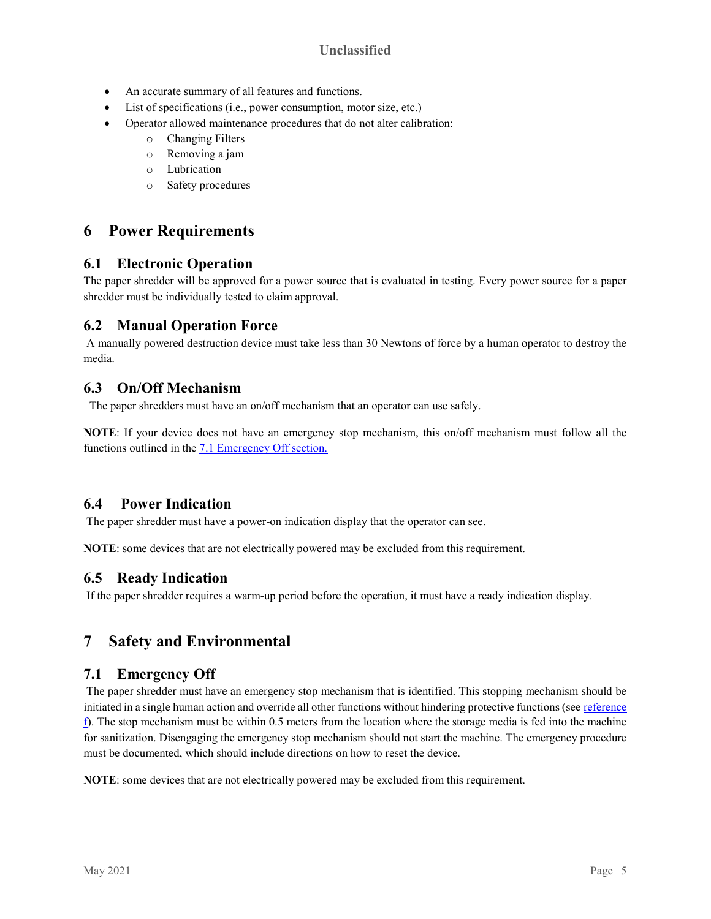- An accurate summary of all features and functions.
- List of specifications (i.e., power consumption, motor size, etc.)
- Operator allowed maintenance procedures that do not alter calibration:
    - Changing Filters
    - Removing a jam
    - Lubrication
    - Safety procedures

# 6 Power Requirements

## 6.1 Electronic Operation

The paper shredder will be approved for a power source that is evaluated in testing. Every power source for a paper shredder must be individually tested to claim approval.

## 6.2 Manual Operation Force

A manually powered destruction device must take less than 30 Newtons of force by a human operator to destroy the media.

## 6.3 On/Off Mechanism

The paper shredders must have an on/off mechanism that an operator can use safely.

**NOTE**: If your device does not have an emergency stop mechanism, this on/off mechanism must follow all the functions outlined in the [7.1 Emergency Off section.](#)

## 6.4 Power Indication

The paper shredder must have a power-on indication display that the operator can see.

**NOTE**: some devices that are not electrically powered may be excluded from this requirement.

## 6.5 Ready Indication

If the paper shredder requires a warm-up period before the operation, it must have a ready indication display.

# 7 Safety and Environmental

## 7.1 Emergency Off

The paper shredder must have an emergency stop mechanism that is identified. This stopping mechanism should be initiated in a single human action and override all other functions without hindering protective functions (see [reference f](#)). The stop mechanism must be within 0.5 meters from the location where the storage media is fed into the machine for sanitization. Disengaging the emergency stop mechanism should not start the machine. The emergency procedure must be documented, which should include directions on how to reset the device.

**NOTE**: some devices that are not electrically powered may be excluded from this requirement.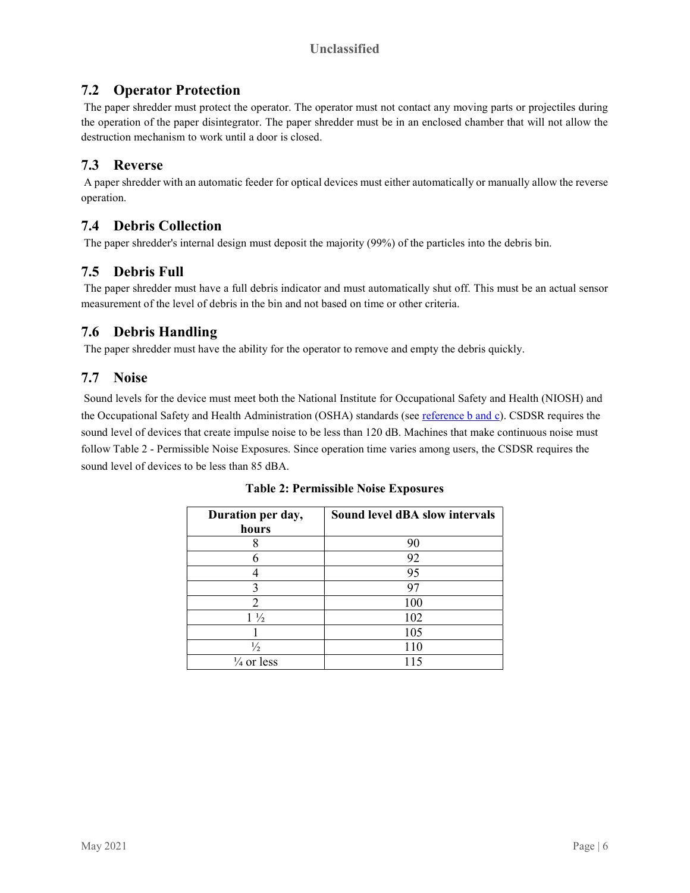## 7.2 Operator Protection

The paper shredder must protect the operator. The operator must not contact any moving parts or projectiles during the operation of the paper disintegrator. The paper shredder must be in an enclosed chamber that will not allow the destruction mechanism to work until a door is closed.

## 7.3 Reverse

A paper shredder with an automatic feeder for optical devices must either automatically or manually allow the reverse operation.

## 7.4 Debris Collection

The paper shredder's internal design must deposit the majority (99%) of the particles into the debris bin.

## 7.5 Debris Full

The paper shredder must have a full debris indicator and must automatically shut off. This must be an actual sensor measurement of the level of debris in the bin and not based on time or other criteria.

## 7.6 Debris Handling

The paper shredder must have the ability for the operator to remove and empty the debris quickly.

## 7.7 Noise

Sound levels for the device must meet both the National Institute for Occupational Safety and Health (NIOSH) and the Occupational Safety and Health Administration (OSHA) standards (see reference b and c). CSDSR requires the sound level of devices that create impulse noise to be less than 120 dB. Machines that make continuous noise must follow Table 2 - Permissible Noise Exposures. Since operation time varies among users, the CSDSR requires the sound level of devices to be less than 85 dBA.

**Table 2: Permissible Noise Exposures**

| Duration per day, hours | Sound level dBA slow intervals |
|---|---|
| 8 | 90 |
| 6 | 92 |
| 4 | 95 |
| 3 | 97 |
| 2 | 100 |
| 1 ½ | 102 |
| 1 | 105 |
| ½ | 110 |
| ¼ or less | 115 |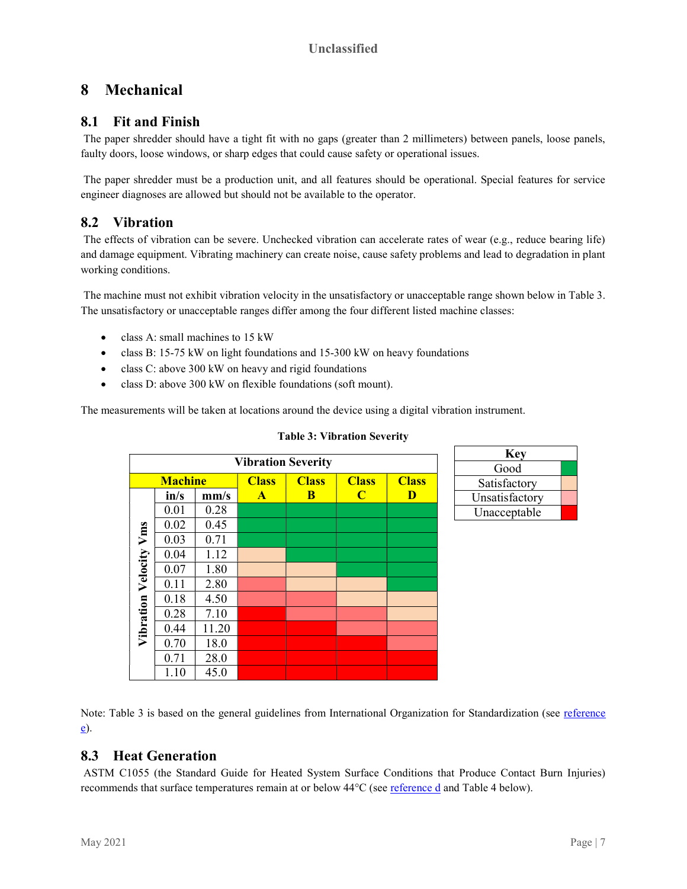# 8 Mechanical

## 8.1 Fit and Finish

The paper shredder should have a tight fit with no gaps (greater than 2 millimeters) between panels, loose panels, faulty doors, loose windows, or sharp edges that could cause safety or operational issues.

The paper shredder must be a production unit, and all features should be operational. Special features for service engineer diagnoses are allowed but should not be available to the operator.

## 8.2 Vibration

The effects of vibration can be severe. Unchecked vibration can accelerate rates of wear (e.g., reduce bearing life) and damage equipment. Vibrating machinery can create noise, cause safety problems and lead to degradation in plant working conditions.

The machine must not exhibit vibration velocity in the unsatisfactory or unacceptable range shown below in Table 3. The unsatisfactory or unacceptable ranges differ among the four different listed machine classes:

- class A: small machines to 15 kW
- class B: 15-75 kW on light foundations and 15-300 kW on heavy foundations
- class C: above 300 kW on heavy and rigid foundations
- class D: above 300 kW on flexible foundations (soft mount).

The measurements will be taken at locations around the device using a digital vibration instrument.

**Table 3: Vibration Severity**

| Vibration Severity | | | | | | |
|---|---|---|---|---|---|---|
| | Machine | | Class A | Class B | Class C | Class D |
| | in/s | mm/s | | | | |
| Vibration Velocity Vms | 0.01 | 0.28 | Good | Good | Good | Good |
| | 0.02 | 0.45 | Good | Good | Good | Good |
| | 0.03 | 0.71 | Good | Good | Good | Good |
| | 0.04 | 1.12 | Satisfactory | Good | Good | Good |
| | 0.07 | 1.80 | Satisfactory | Satisfactory | Good | Good |
| | 0.11 | 2.80 | Unsatisfactory | Satisfactory | Satisfactory | Good |
| | 0.18 | 4.50 | Unsatisfactory | Unsatisfactory | Satisfactory | Satisfactory |
| | 0.28 | 7.10 | Unacceptable | Unsatisfactory | Unsatisfactory | Satisfactory |
| | 0.44 | 11.20 | Unacceptable | Unacceptable | Unsatisfactory | Unsatisfactory |
| | 0.70 | 18.0 | Unacceptable | Unacceptable | Unacceptable | Unsatisfactory |
| | 0.71 | 28.0 | Unacceptable | Unacceptable | Unacceptable | Unacceptable |
| | 1.10 | 45.0 | Unacceptable | Unacceptable | Unacceptable | Unacceptable |

| Key |
|---|
| Good |
| Satisfactory |
| Unsatisfactory |
| Unacceptable |

Note: Table 3 is based on the general guidelines from International Organization for Standardization (see reference e).

## 8.3 Heat Generation

ASTM C1055 (the Standard Guide for Heated System Surface Conditions that Produce Contact Burn Injuries) recommends that surface temperatures remain at or below 44°C (see reference d and Table 4 below).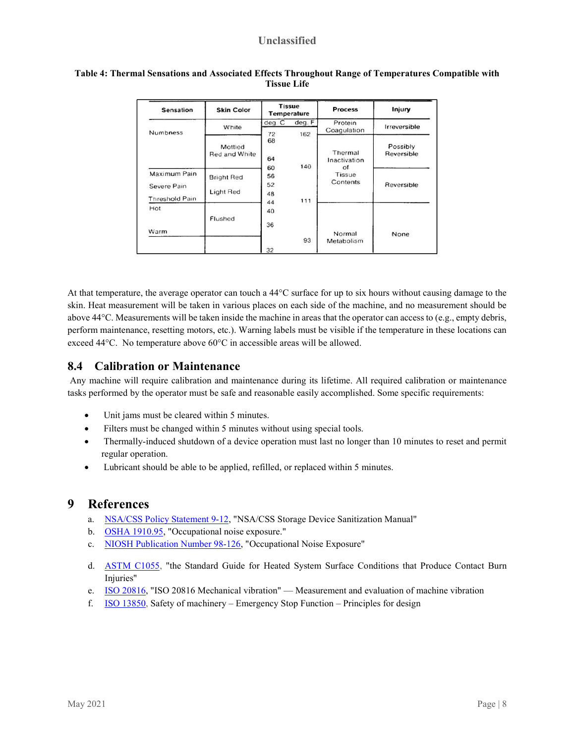**Table 4: Thermal Sensations and Associated Effects Throughout Range of Temperatures Compatible with Tissue Life**

| Sensation | Skin Color | Tissue Temperature deg. C | Tissue Temperature deg. F | Process | Injury |
|---|---|---|---|---|---|
| Numbness | White | 72 | 162 | Protein Coagulation | Irreversible |
| | Mottled Red and White | 68, 64, 60 | 140 | Thermal Inactivation of Tissue Contents | Possibly Reversible |
| Maximum Pain, Severe Pain, Threshold Pain | Bright Red, Light Red | 56, 52, 48 | | | Reversible |
| Hot, Warm | Flushed | 44, 40, 36 | 111 | Normal Metabolism | None |
| | | 32 | 93 | | |

At that temperature, the average operator can touch a 44°C surface for up to six hours without causing damage to the skin. Heat measurement will be taken in various places on each side of the machine, and no measurement should be above 44°C. Measurements will be taken inside the machine in areas that the operator can access to (e.g., empty debris, perform maintenance, resetting motors, etc.). Warning labels must be visible if the temperature in these locations can exceed 44°C. No temperature above 60°C in accessible areas will be allowed.

## 8.4 Calibration or Maintenance

Any machine will require calibration and maintenance during its lifetime. All required calibration or maintenance tasks performed by the operator must be safe and reasonable easily accomplished. Some specific requirements:

- Unit jams must be cleared within 5 minutes.
- Filters must be changed within 5 minutes without using special tools.
- Thermally-induced shutdown of a device operation must last no longer than 10 minutes to reset and permit regular operation.
- Lubricant should be able to be applied, refilled, or replaced within 5 minutes.

# 9 References

a. NSA/CSS Policy Statement 9-12, "NSA/CSS Storage Device Sanitization Manual"
b. OSHA 1910.95, "Occupational noise exposure."
c. NIOSH Publication Number 98-126, "Occupational Noise Exposure"
d. ASTM C1055, "the Standard Guide for Heated System Surface Conditions that Produce Contact Burn Injuries"
e. ISO 20816, "ISO 20816 Mechanical vibration" — Measurement and evaluation of machine vibration
f. ISO 13850, Safety of machinery – Emergency Stop Function – Principles for design